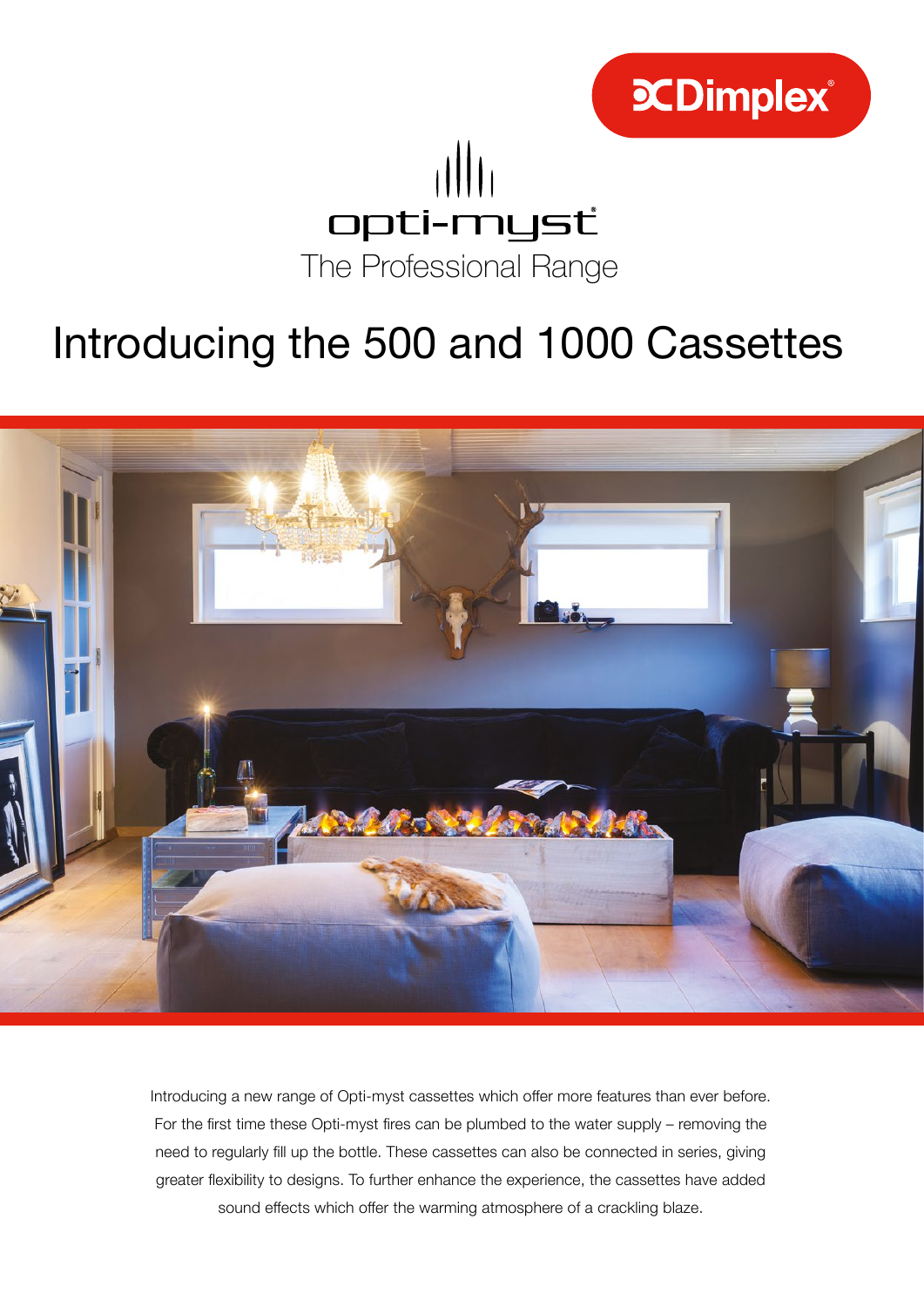Dimplex

opti-myst

The Professional Range

# Introducing the 500 and 1000 Cassettes

Introducing a new range of Opti-myst cassettes which offer more features than ever before. For the first time these Opti-myst fires can be plumbed to the water supply – removing the need to regularly fill up the bottle. These cassettes can also be connected in series, giving greater flexibility to designs. To further enhance the experience, the cassettes have added sound effects which offer the warming atmosphere of a crackling blaze.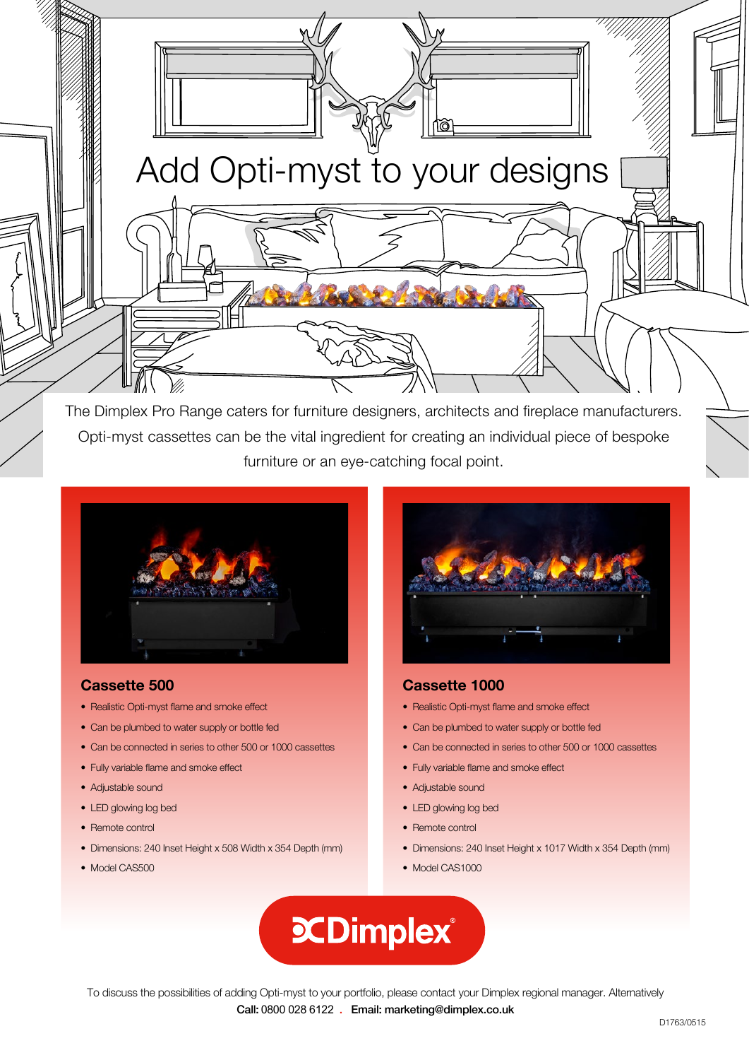# Add Opti-myst to your designs

The Dimplex Pro Range caters for furniture designers, architects and fireplace manufacturers. Opti-myst cassettes can be the vital ingredient for creating an individual piece of bespoke furniture or an eye-catching focal point.

## Cassette 500

- Realistic Opti-myst flame and smoke effect
- Can be plumbed to water supply or bottle fed
- Can be connected in series to other 500 or 1000 cassettes
- Fully variable flame and smoke effect
- Adjustable sound
- LED glowing log bed
- Remote control
- Dimensions: 240 Inset Height x 508 Width x 354 Depth (mm)
- Model CAS500

## Cassette 1000

- Realistic Opti-myst flame and smoke effect
- Can be plumbed to water supply or bottle fed
- Can be connected in series to other 500 or 1000 cassettes
- Fully variable flame and smoke effect
- Adjustable sound
- LED glowing log bed
- Remote control
- Dimensions: 240 Inset Height x 1017 Width x 354 Depth (mm)
- Model CAS1000

Dimplex®

To discuss the possibilities of adding Opti-myst to your portfolio, please contact your Dimplex regional manager. Alternatively

**Call:** 0800 028 6122 . **Email: marketing@dimplex.co.uk**

D1763/0515